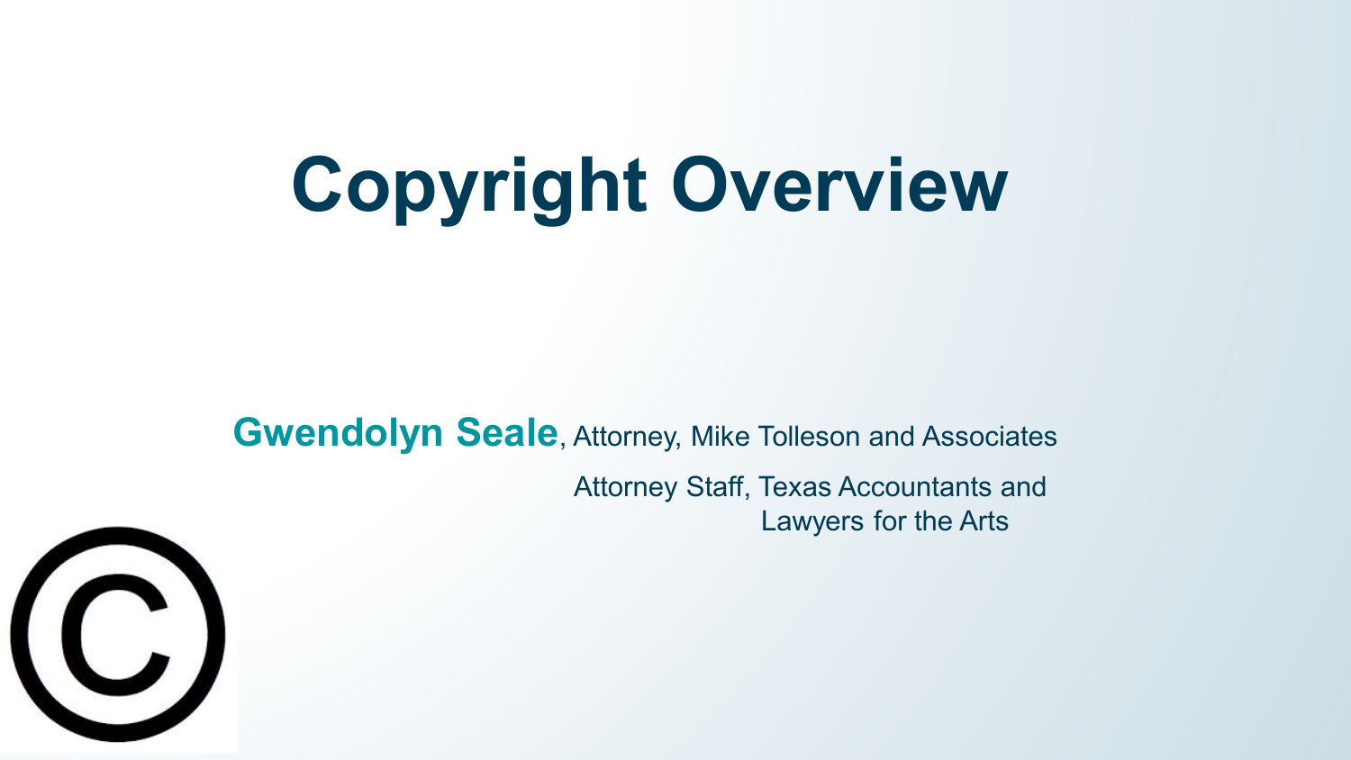# Copyright Overview

**Gwendolyn Seale**, Attorney, Mike Tolleson and Associates

Attorney Staff, Texas Accountants and Lawyers for the Arts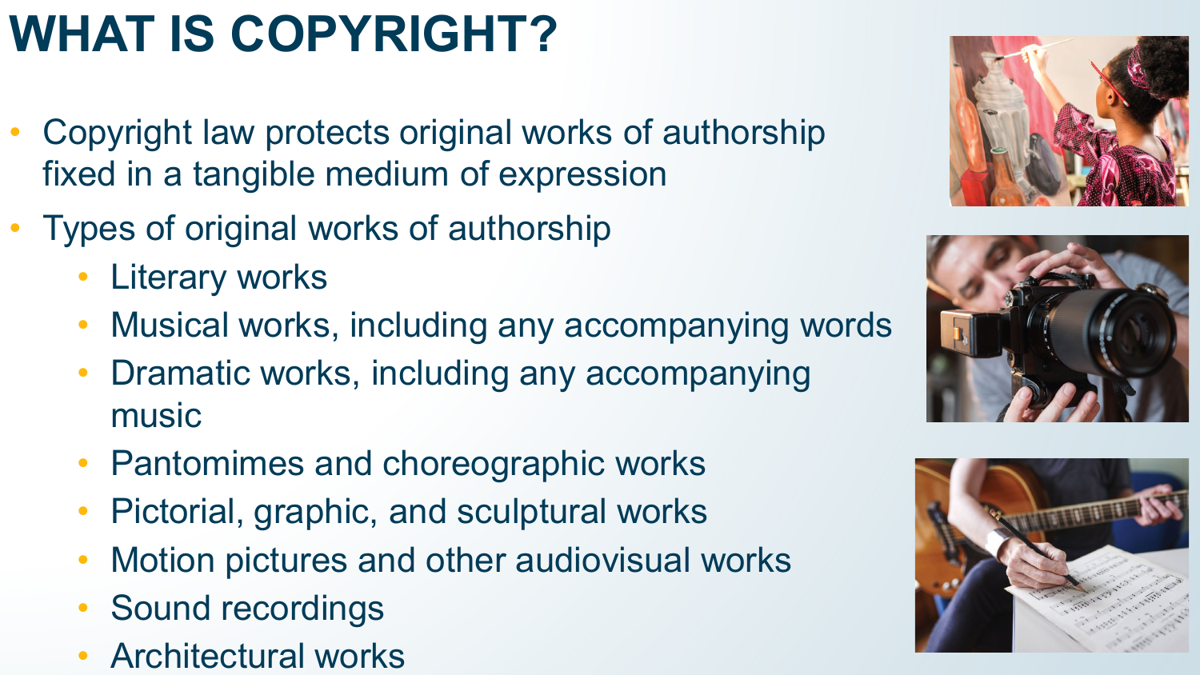# WHAT IS COPYRIGHT?

- Copyright law protects original works of authorship fixed in a tangible medium of expression
- Types of original works of authorship
  - Literary works
  - Musical works, including any accompanying words
  - Dramatic works, including any accompanying music
  - Pantomimes and choreographic works
  - Pictorial, graphic, and sculptural works
  - Motion pictures and other audiovisual works
  - Sound recordings
  - Architectural works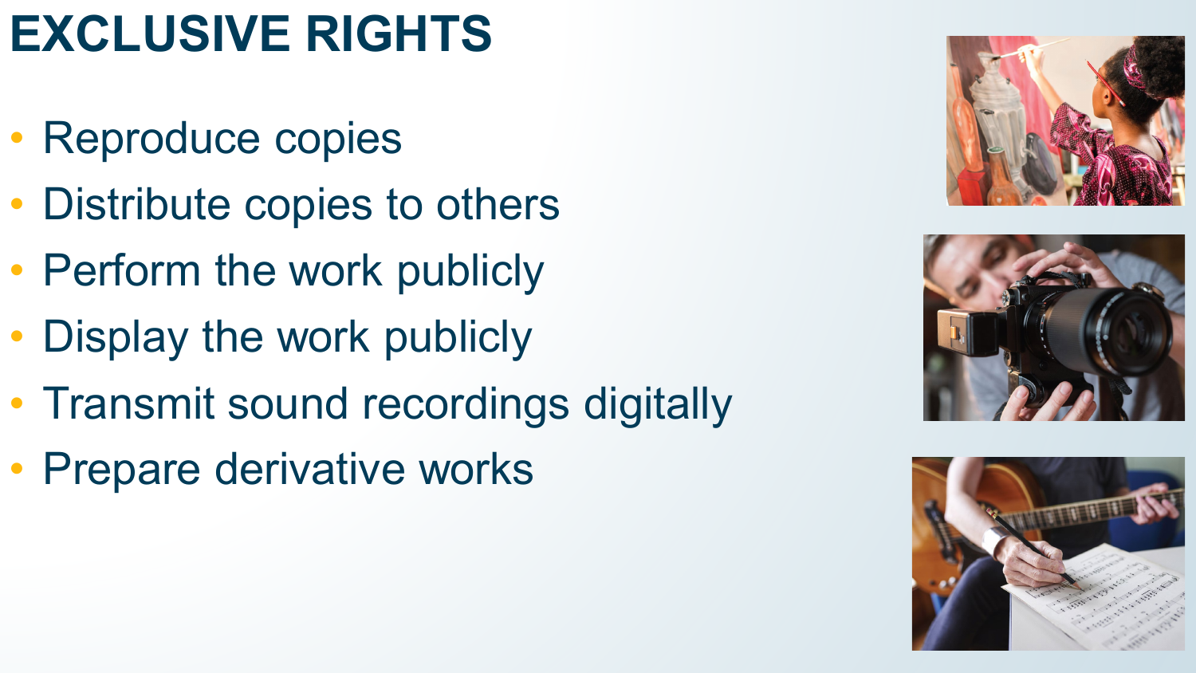# EXCLUSIVE RIGHTS

- Reproduce copies
- Distribute copies to others
- Perform the work publicly
- Display the work publicly
- Transmit sound recordings digitally
- Prepare derivative works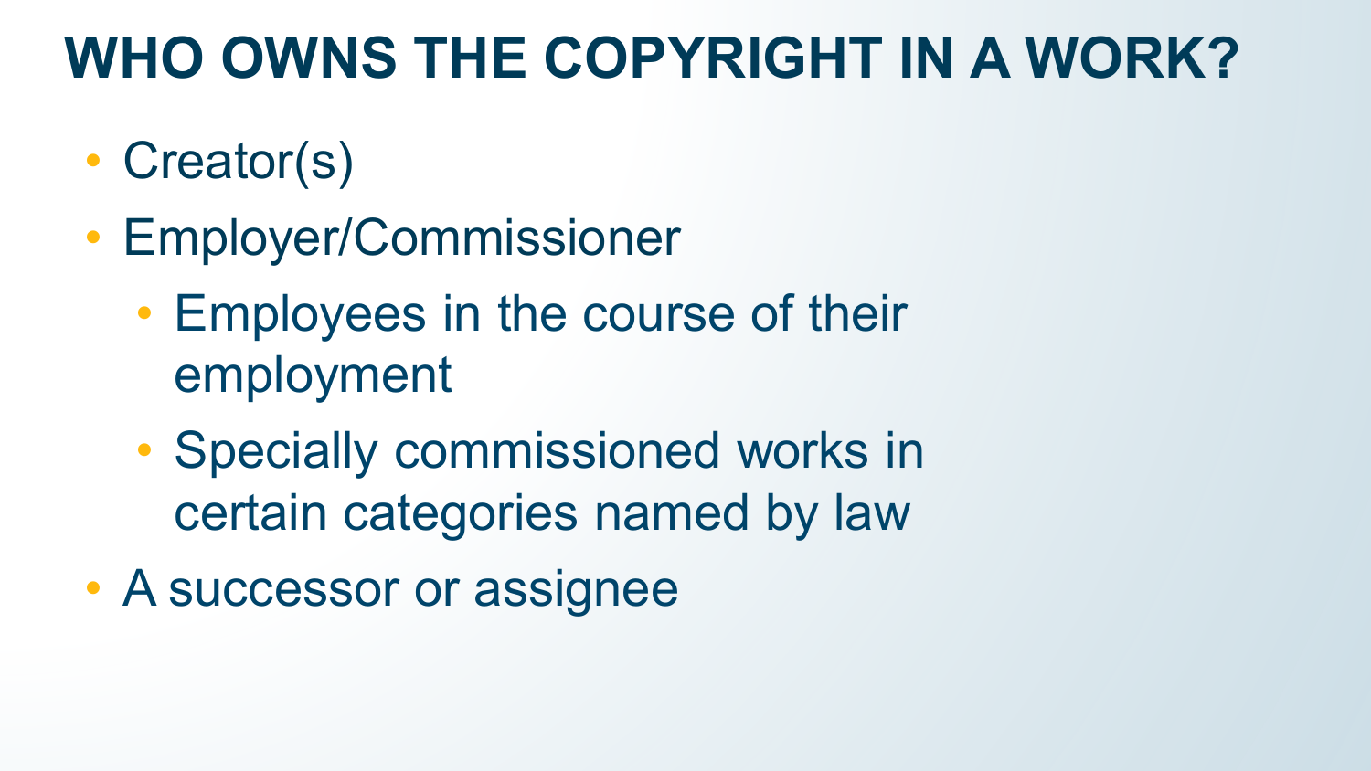# WHO OWNS THE COPYRIGHT IN A WORK?

- Creator(s)
- Employer/Commissioner
  - Employees in the course of their employment
  - Specially commissioned works in certain categories named by law
- A successor or assignee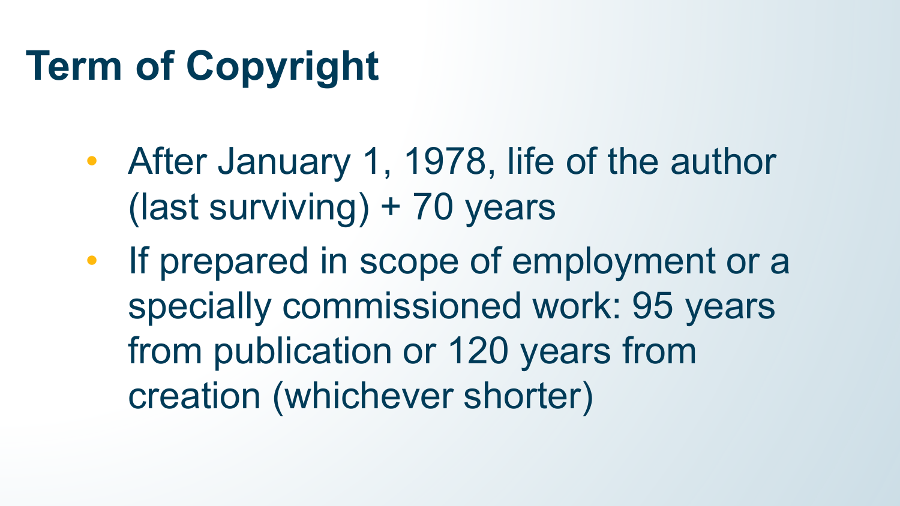# Term of Copyright

- After January 1, 1978, life of the author (last surviving) + 70 years
- If prepared in scope of employment or a specially commissioned work: 95 years from publication or 120 years from creation (whichever shorter)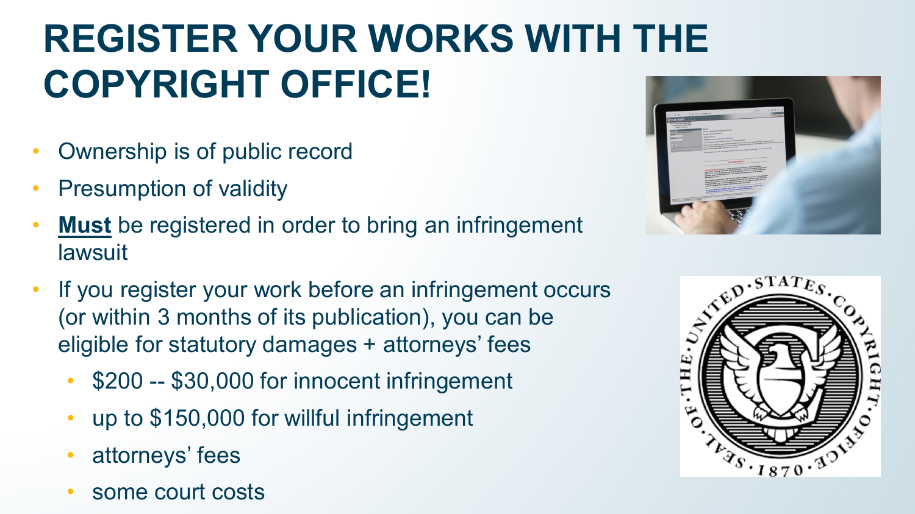# REGISTER YOUR WORKS WITH THE COPYRIGHT OFFICE!

- Ownership is of public record
- Presumption of validity
- **<u>Must</u>** be registered in order to bring an infringement lawsuit
- If you register your work before an infringement occurs (or within 3 months of its publication), you can be eligible for statutory damages + attorneys' fees
  - $200 -- $30,000 for innocent infringement
  - up to $150,000 for willful infringement
  - attorneys' fees
  - some court costs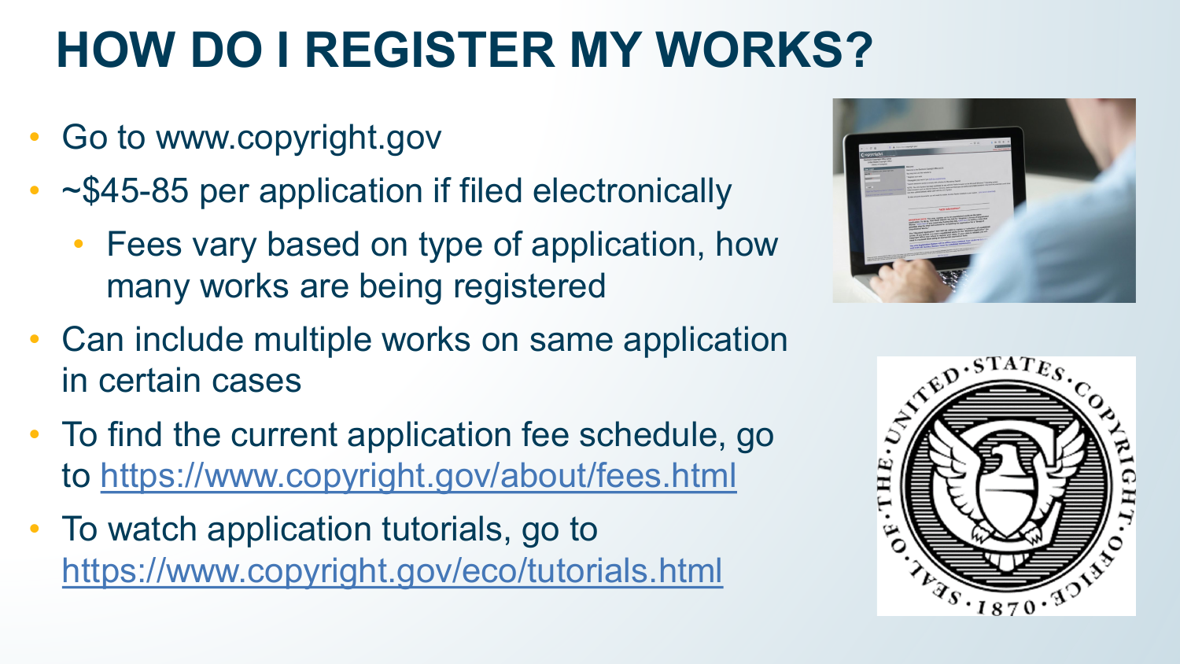# HOW DO I REGISTER MY WORKS?

- Go to www.copyright.gov
- ~$45-85 per application if filed electronically
  - Fees vary based on type of application, how many works are being registered
- Can include multiple works on same application in certain cases
- To find the current application fee schedule, go to https://www.copyright.gov/about/fees.html
- To watch application tutorials, go to https://www.copyright.gov/eco/tutorials.html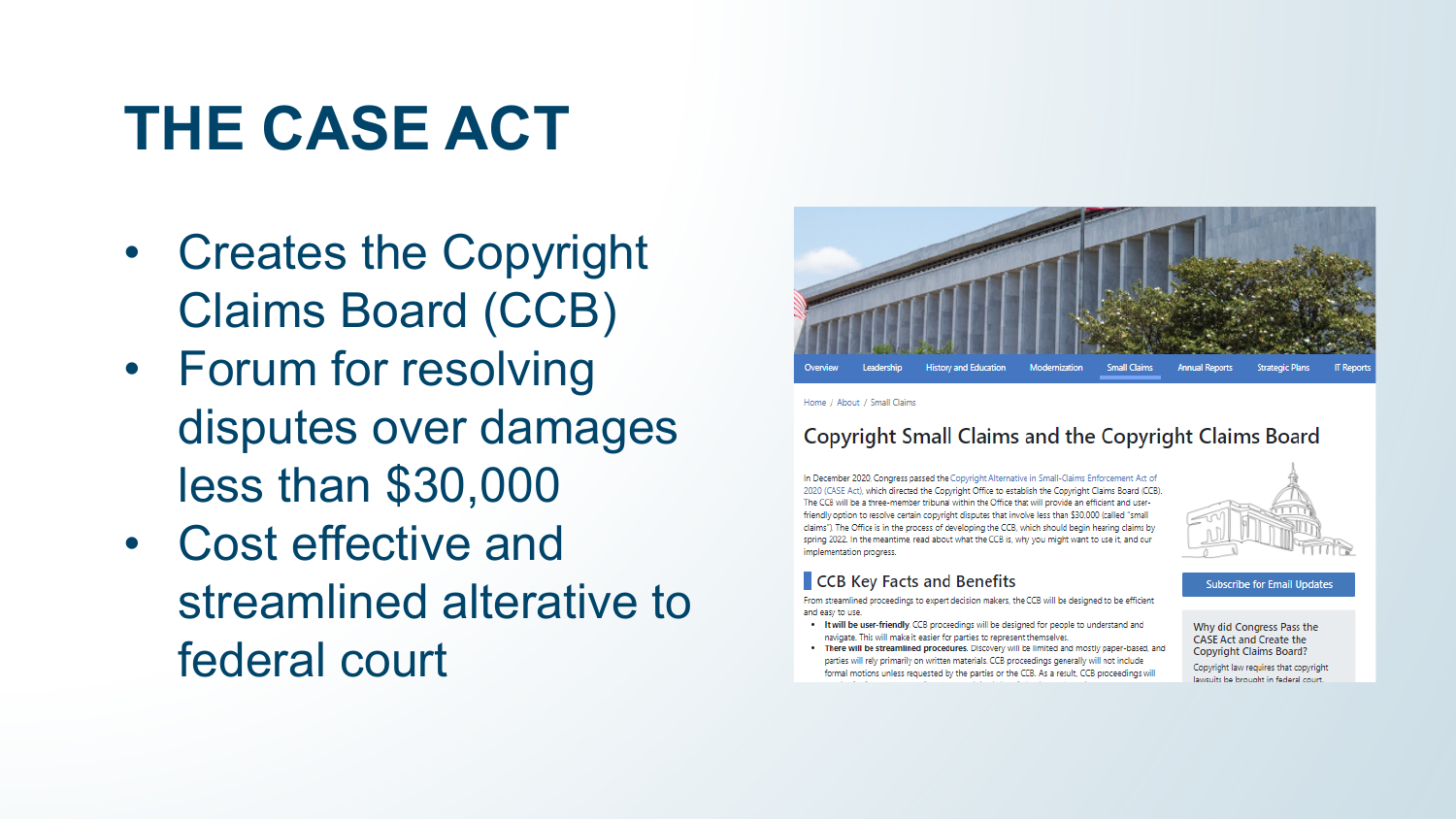# THE CASE ACT

- Creates the Copyright Claims Board (CCB)
- Forum for resolving disputes over damages less than $30,000
- Cost effective and streamlined alterative to federal court

Overview | Leadership | History and Education | Modernization | Small Claims | Annual Reports | Strategic Plans | IT Reports

Home / About / Small Claims

## Copyright Small Claims and the Copyright Claims Board

In December 2020, Congress passed the Copyright Alternative in Small-Claims Enforcement Act of 2020 (CASE Act), which directed the Copyright Office to establish the Copyright Claims Board (CCB). The CCB will be a three-member tribunal within the Office that will provide an efficient and user-friendly option to resolve certain copyright disputes that involve less than $30,000 (called "small claims"). The Office is in the process of developing the CCB, which should begin hearing claims by spring 2022. In the meantime read about what the CCB is, why you might want to use it, and our implementation progress.

### CCB Key Facts and Benefits

From streamlined proceedings to expert decision makers, the CCB will be designed to be efficient and easy to use.

- **It will be user-friendly.** CCB proceedings will be designed for people to understand and navigate. This will make it easier for parties to represent themselves.
- **There will be streamlined procedures.** Discovery will be limited and mostly paper-based, and parties will rely primarily on written materials. CCB proceedings generally will not include formal motions unless requested by the parties or the CCB. As a result, CCB proceedings will

Subscribe for Email Updates

Why did Congress Pass the CASE Act and Create the Copyright Claims Board?

Copyright law requires that copyright lawsuits be brought in federal court.